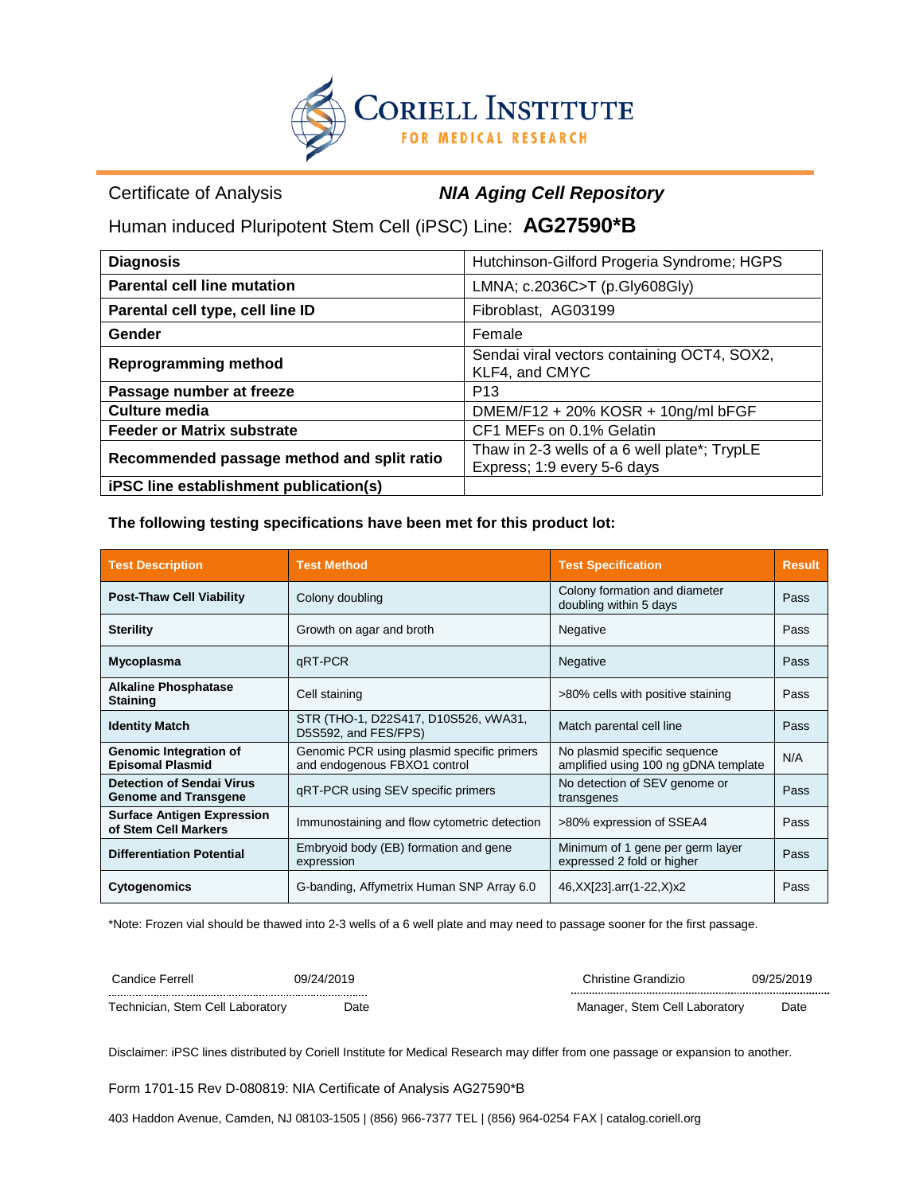# Coriell Institute for Medical Research

Certificate of Analysis — ***NIA Aging Cell Repository***

## Human induced Pluripotent Stem Cell (iPSC) Line: **AG27590*B**

| | |
|---|---|
| **Diagnosis** | Hutchinson-Gilford Progeria Syndrome; HGPS |
| **Parental cell line mutation** | LMNA; c.2036C>T (p.Gly608Gly) |
| **Parental cell type, cell line ID** | Fibroblast, AG03199 |
| **Gender** | Female |
| **Reprogramming method** | Sendai viral vectors containing OCT4, SOX2, KLF4, and CMYC |
| **Passage number at freeze** | P13 |
| **Culture media** | DMEM/F12 + 20% KOSR + 10ng/ml bFGF |
| **Feeder or Matrix substrate** | CF1 MEFs on 0.1% Gelatin |
| **Recommended passage method and split ratio** | Thaw in 2-3 wells of a 6 well plate*; TrypLE Express; 1:9 every 5-6 days |
| **iPSC line establishment publication(s)** | |

**The following testing specifications have been met for this product lot:**

| Test Description | Test Method | Test Specification | Result |
|---|---|---|---|
| **Post-Thaw Cell Viability** | Colony doubling | Colony formation and diameter doubling within 5 days | Pass |
| **Sterility** | Growth on agar and broth | Negative | Pass |
| **Mycoplasma** | qRT-PCR | Negative | Pass |
| **Alkaline Phosphatase Staining** | Cell staining | >80% cells with positive staining | Pass |
| **Identity Match** | STR (THO-1, D22S417, D10S526, vWA31, D5S592, and FES/FPS) | Match parental cell line | Pass |
| **Genomic Integration of Episomal Plasmid** | Genomic PCR using plasmid specific primers and endogenous FBXO1 control | No plasmid specific sequence amplified using 100 ng gDNA template | N/A |
| **Detection of Sendai Virus Genome and Transgene** | qRT-PCR using SEV specific primers | No detection of SEV genome or transgenes | Pass |
| **Surface Antigen Expression of Stem Cell Markers** | Immunostaining and flow cytometric detection | >80% expression of SSEA4 | Pass |
| **Differentiation Potential** | Embryoid body (EB) formation and gene expression | Minimum of 1 gene per germ layer expressed 2 fold or higher | Pass |
| **Cytogenomics** | G-banding, Affymetrix Human SNP Array 6.0 | 46,XX[23].arr(1-22,X)x2 | Pass |

*Note: Frozen vial should be thawed into 2-3 wells of a 6 well plate and may need to passage sooner for the first passage.

| | | | |
|---|---|---|---|
| Candice Ferrell | 09/24/2019 | Christine Grandizio | 09/25/2019 |
| Technician, Stem Cell Laboratory | Date | Manager, Stem Cell Laboratory | Date |

Disclaimer: iPSC lines distributed by Coriell Institute for Medical Research may differ from one passage or expansion to another.

Form 1701-15 Rev D-080819: NIA Certificate of Analysis AG27590*B

403 Haddon Avenue, Camden, NJ 08103-1505 | (856) 966-7377 TEL | (856) 964-0254 FAX | catalog.coriell.org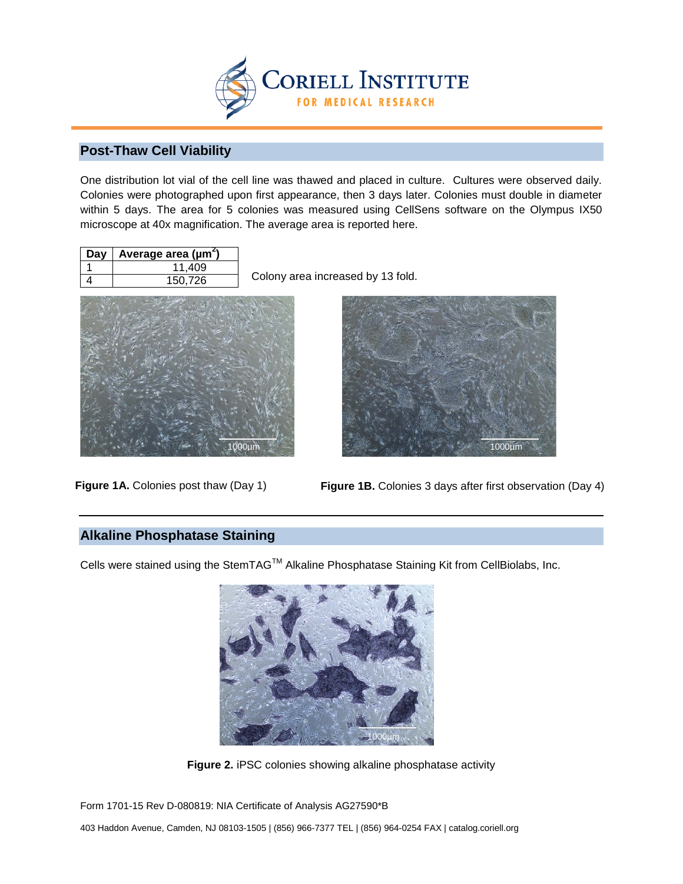## Post-Thaw Cell Viability

One distribution lot vial of the cell line was thawed and placed in culture. Cultures were observed daily. Colonies were photographed upon first appearance, then 3 days later. Colonies must double in diameter within 5 days. The area for 5 colonies was measured using CellSens software on the Olympus IX50 microscope at 40x magnification. The average area is reported here.

| Day | Average area ($\mu m^2$) |
| --- | --- |
| 1 | 11,409 |
| 4 | 150,726 |

Colony area increased by 13 fold.

**Figure 1A.** Colonies post thaw (Day 1)

**Figure 1B.** Colonies 3 days after first observation (Day 4)

## Alkaline Phosphatase Staining

Cells were stained using the StemTAG™ Alkaline Phosphatase Staining Kit from CellBiolabs, Inc.

**Figure 2.** iPSC colonies showing alkaline phosphatase activity

Form 1701-15 Rev D-080819: NIA Certificate of Analysis AG27590*B

403 Haddon Avenue, Camden, NJ 08103-1505 | (856) 966-7377 TEL | (856) 964-0254 FAX | catalog.coriell.org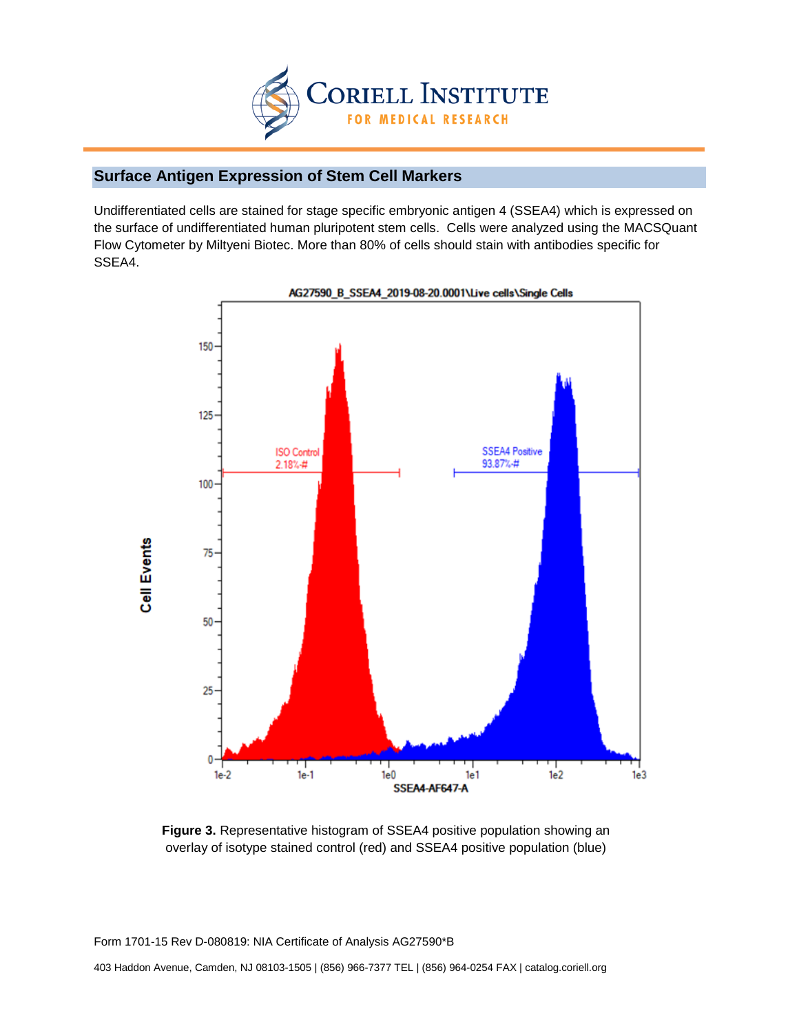## Surface Antigen Expression of Stem Cell Markers

Undifferentiated cells are stained for stage specific embryonic antigen 4 (SSEA4) which is expressed on the surface of undifferentiated human pluripotent stem cells. Cells were analyzed using the MACSQuant Flow Cytometer by Miltyeni Biotec. More than 80% of cells should stain with antibodies specific for SSEA4.

**Figure 3.** Representative histogram of SSEA4 positive population showing an overlay of isotype stained control (red) and SSEA4 positive population (blue)

Form 1701-15 Rev D-080819: NIA Certificate of Analysis AG27590*B

403 Haddon Avenue, Camden, NJ 08103-1505 | (856) 966-7377 TEL | (856) 964-0254 FAX | catalog.coriell.org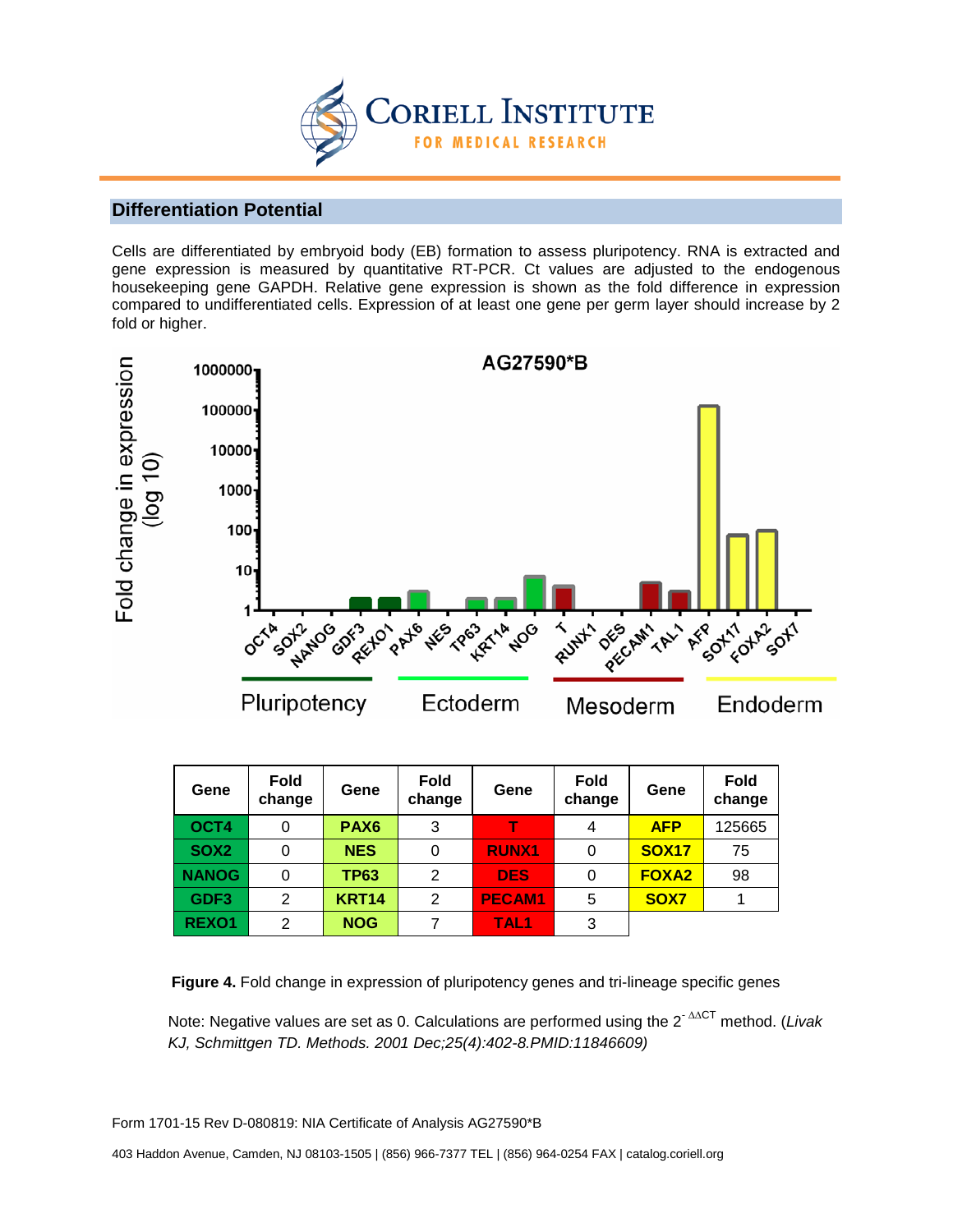## Differentiation Potential

Cells are differentiated by embryoid body (EB) formation to assess pluripotency. RNA is extracted and gene expression is measured by quantitative RT-PCR. Ct values are adjusted to the endogenous housekeeping gene GAPDH. Relative gene expression is shown as the fold difference in expression compared to undifferentiated cells. Expression of at least one gene per germ layer should increase by 2 fold or higher.

| Gene | Fold change | Gene | Fold change | Gene | Fold change | Gene | Fold change |
|---|---|---|---|---|---|---|---|
| OCT4 | 0 | PAX6 | 3 | T | 4 | AFP | 125665 |
| SOX2 | 0 | NES | 0 | RUNX1 | 0 | SOX17 | 75 |
| NANOG | 0 | TP63 | 2 | DES | 0 | FOXA2 | 98 |
| GDF3 | 2 | KRT14 | 2 | PECAM1 | 5 | SOX7 | 1 |
| REXO1 | 2 | NOG | 7 | TAL1 | 3 | | |

**Figure 4.** Fold change in expression of pluripotency genes and tri-lineage specific genes

Note: Negative values are set as 0. Calculations are performed using the $2^{-\Delta\Delta CT}$ method. (*Livak KJ, Schmittgen TD. Methods. 2001 Dec;25(4):402-8.PMID:11846609)*

Form 1701-15 Rev D-080819: NIA Certificate of Analysis AG27590*B

403 Haddon Avenue, Camden, NJ 08103-1505 | (856) 966-7377 TEL | (856) 964-0254 FAX | catalog.coriell.org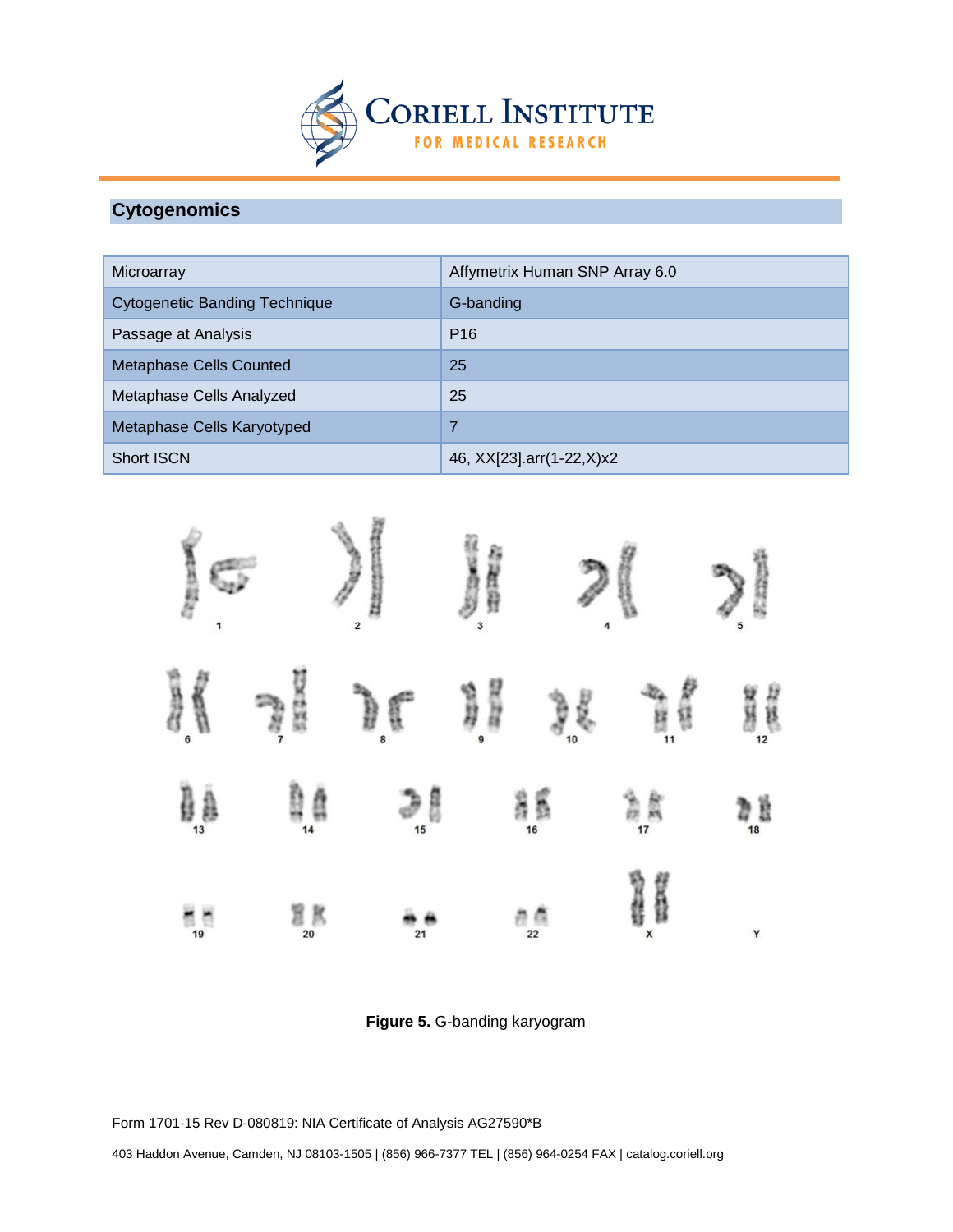## Cytogenomics

| | |
|---|---|
| Microarray | Affymetrix Human SNP Array 6.0 |
| Cytogenetic Banding Technique | G-banding |
| Passage at Analysis | P16 |
| Metaphase Cells Counted | 25 |
| Metaphase Cells Analyzed | 25 |
| Metaphase Cells Karyotyped | 7 |
| Short ISCN | 46, XX[23].arr(1-22,X)x2 |

1 2 3 4 5

6 7 8 9 10 11 12

13 14 15 16 17 18

19 20 21 22 X Y

**Figure 5.** G-banding karyogram

Form 1701-15 Rev D-080819: NIA Certificate of Analysis AG27590*B

403 Haddon Avenue, Camden, NJ 08103-1505 | (856) 966-7377 TEL | (856) 964-0254 FAX | catalog.coriell.org